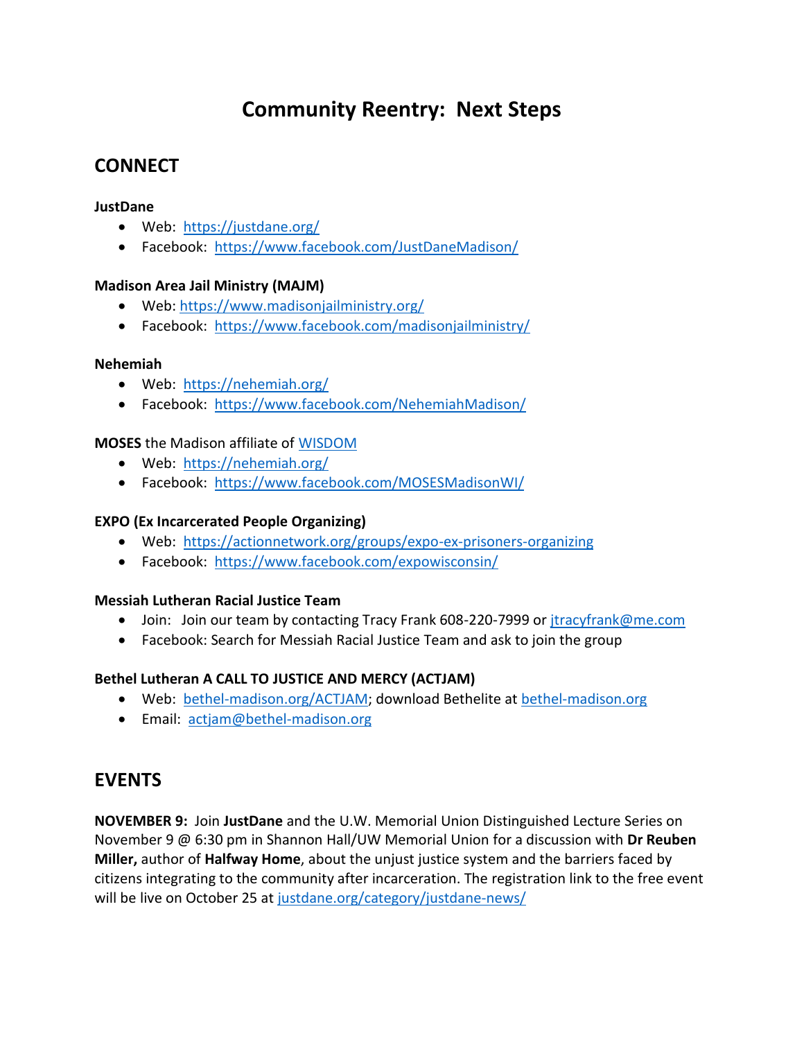# Community Reentry: Next Steps

## CONNECT

**JustDane**

- Web: [https://justdane.org/](https://justdane.org/)
- Facebook: [https://www.facebook.com/JustDaneMadison/](https://www.facebook.com/JustDaneMadison/)

**Madison Area Jail Ministry (MAJM)**

- Web: [https://www.madisonjailministry.org/](https://www.madisonjailministry.org/)
- Facebook: [https://www.facebook.com/madisonjailministry/](https://www.facebook.com/madisonjailministry/)

**Nehemiah**

- Web: [https://nehemiah.org/](https://nehemiah.org/)
- Facebook: [https://www.facebook.com/NehemiahMadison/](https://www.facebook.com/NehemiahMadison/)

**MOSES** the Madison affiliate of WISDOM

- Web: [https://nehemiah.org/](https://nehemiah.org/)
- Facebook: [https://www.facebook.com/MOSESMadisonWI/](https://www.facebook.com/MOSESMadisonWI/)

**EXPO (Ex Incarcerated People Organizing)**

- Web: [https://actionnetwork.org/groups/expo-ex-prisoners-organizing](https://actionnetwork.org/groups/expo-ex-prisoners-organizing)
- Facebook: [https://www.facebook.com/expowisconsin/](https://www.facebook.com/expowisconsin/)

**Messiah Lutheran Racial Justice Team**

- Join: Join our team by contacting Tracy Frank 608-220-7999 or jtracyfrank@me.com
- Facebook: Search for Messiah Racial Justice Team and ask to join the group

**Bethel Lutheran A CALL TO JUSTICE AND MERCY (ACTJAM)**

- Web: bethel-madison.org/ACTJAM; download Bethelite at bethel-madison.org
- Email: actjam@bethel-madison.org

## EVENTS

**NOVEMBER 9:** Join **JustDane** and the U.W. Memorial Union Distinguished Lecture Series on November 9 @ 6:30 pm in Shannon Hall/UW Memorial Union for a discussion with **Dr Reuben Miller,** author of **Halfway Home**, about the unjust justice system and the barriers faced by citizens integrating to the community after incarceration. The registration link to the free event will be live on October 25 at justdane.org/category/justdane-news/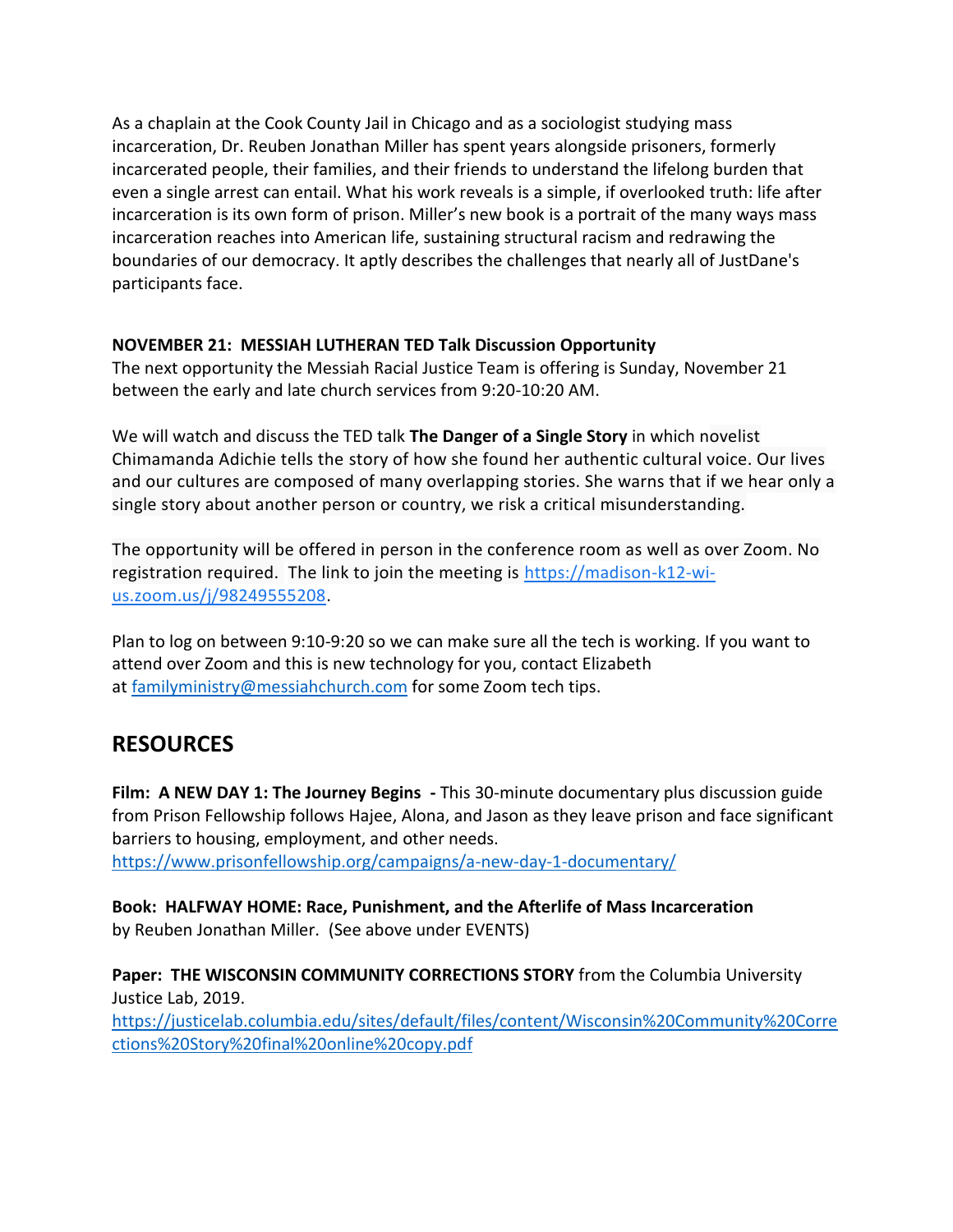As a chaplain at the Cook County Jail in Chicago and as a sociologist studying mass incarceration, Dr. Reuben Jonathan Miller has spent years alongside prisoners, formerly incarcerated people, their families, and their friends to understand the lifelong burden that even a single arrest can entail. What his work reveals is a simple, if overlooked truth: life after incarceration is its own form of prison. Miller's new book is a portrait of the many ways mass incarceration reaches into American life, sustaining structural racism and redrawing the boundaries of our democracy. It aptly describes the challenges that nearly all of JustDane's participants face.

**NOVEMBER 21: MESSIAH LUTHERAN TED Talk Discussion Opportunity**
The next opportunity the Messiah Racial Justice Team is offering is Sunday, November 21 between the early and late church services from 9:20-10:20 AM.

We will watch and discuss the TED talk **The Danger of a Single Story** in which novelist Chimamanda Adichie tells the story of how she found her authentic cultural voice. Our lives and our cultures are composed of many overlapping stories. She warns that if we hear only a single story about another person or country, we risk a critical misunderstanding.

The opportunity will be offered in person in the conference room as well as over Zoom. No registration required. The link to join the meeting is [https://madison-k12-wi-us.zoom.us/j/98249555208](https://madison-k12-wi-us.zoom.us/j/98249555208).

Plan to log on between 9:10-9:20 so we can make sure all the tech is working. If you want to attend over Zoom and this is new technology for you, contact Elizabeth at [familyministry@messiahchurch.com](mailto:familyministry@messiahchurch.com) for some Zoom tech tips.

## RESOURCES

**Film: A NEW DAY 1: The Journey Begins -** This 30-minute documentary plus discussion guide from Prison Fellowship follows Hajee, Alona, and Jason as they leave prison and face significant barriers to housing, employment, and other needs.
[https://www.prisonfellowship.org/campaigns/a-new-day-1-documentary/](https://www.prisonfellowship.org/campaigns/a-new-day-1-documentary/)

**Book: HALFWAY HOME: Race, Punishment, and the Afterlife of Mass Incarceration** by Reuben Jonathan Miller. (See above under EVENTS)

**Paper: THE WISCONSIN COMMUNITY CORRECTIONS STORY** from the Columbia University Justice Lab, 2019.
[https://justicelab.columbia.edu/sites/default/files/content/Wisconsin%20Community%20Corrections%20Story%20final%20online%20copy.pdf](https://justicelab.columbia.edu/sites/default/files/content/Wisconsin%20Community%20Corrections%20Story%20final%20online%20copy.pdf)